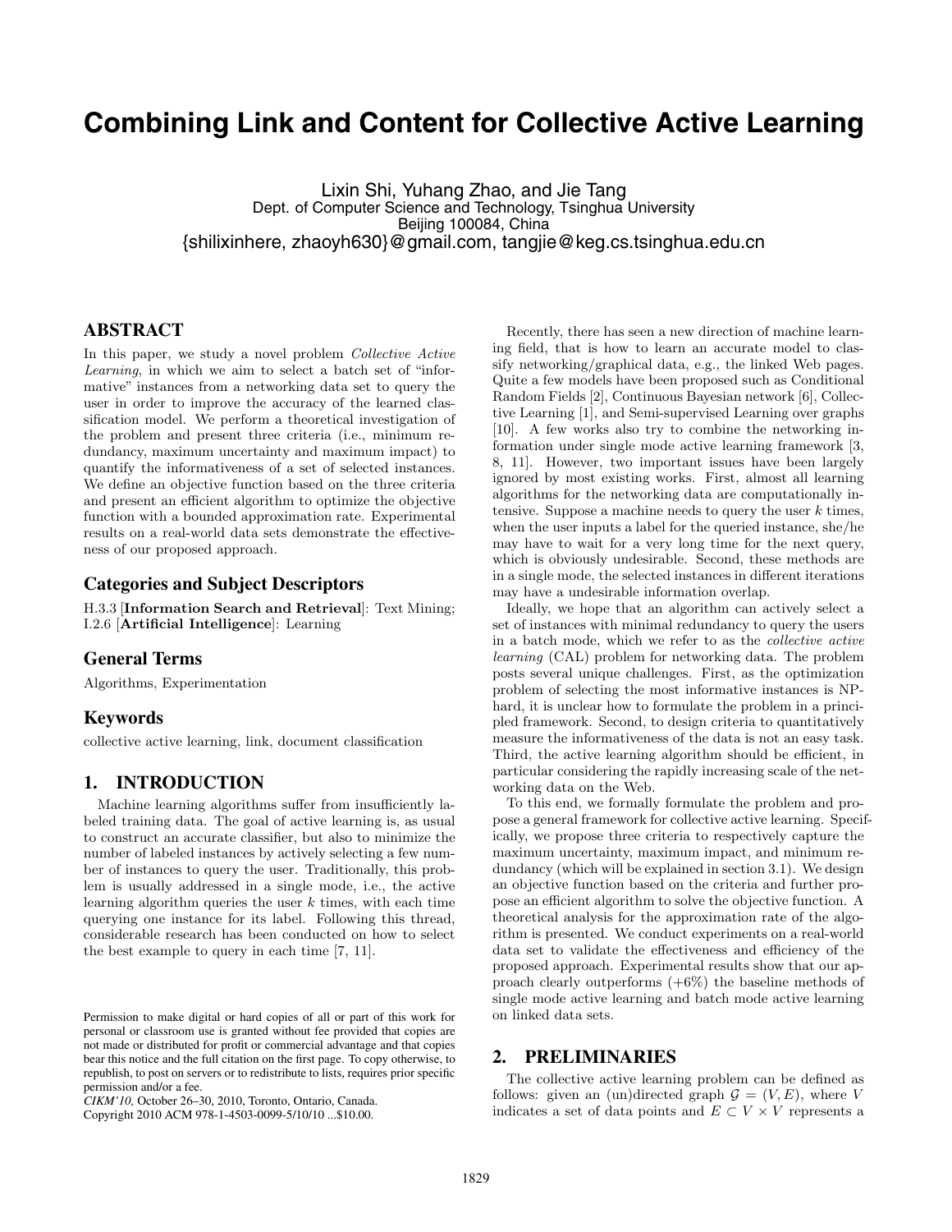# Combining Link and Content for Collective Active Learning

Lixin Shi, Yuhang Zhao, and Jie Tang
Dept. of Computer Science and Technology, Tsinghua University
Beijing 100084, China
{shilixinhere, zhaoyh630}@gmail.com, tangjie@keg.cs.tsinghua.edu.cn

## ABSTRACT

In this paper, we study a novel problem *Collective Active Learning*, in which we aim to select a batch set of "informative" instances from a networking data set to query the user in order to improve the accuracy of the learned classification model. We perform a theoretical investigation of the problem and present three criteria (i.e., minimum redundancy, maximum uncertainty and maximum impact) to quantify the informativeness of a set of selected instances. We define an objective function based on the three criteria and present an efficient algorithm to optimize the objective function with a bounded approximation rate. Experimental results on a real-world data sets demonstrate the effectiveness of our proposed approach.

### Categories and Subject Descriptors

H.3.3 [**Information Search and Retrieval**]: Text Mining; I.2.6 [**Artificial Intelligence**]: Learning

### General Terms

Algorithms, Experimentation

### Keywords

collective active learning, link, document classification

## 1. INTRODUCTION

Machine learning algorithms suffer from insufficiently labeled training data. The goal of active learning is, as usual to construct an accurate classifier, but also to minimize the number of labeled instances by actively selecting a few number of instances to query the user. Traditionally, this problem is usually addressed in a single mode, i.e., the active learning algorithm queries the user $k$ times, with each time querying one instance for its label. Following this thread, considerable research has been conducted on how to select the best example to query in each time [7, 11].

Recently, there has seen a new direction of machine learning field, that is how to learn an accurate model to classify networking/graphical data, e.g., the linked Web pages. Quite a few models have been proposed such as Conditional Random Fields [2], Continuous Bayesian network [6], Collective Learning [1], and Semi-supervised Learning over graphs [10]. A few works also try to combine the networking information under single mode active learning framework [3, 8, 11]. However, two important issues have been largely ignored by most existing works. First, almost all learning algorithms for the networking data are computationally intensive. Suppose a machine needs to query the user $k$ times, when the user inputs a label for the queried instance, she/he may have to wait for a very long time for the next query, which is obviously undesirable. Second, these methods are in a single mode, the selected instances in different iterations may have a undesirable information overlap.

Ideally, we hope that an algorithm can actively select a set of instances with minimal redundancy to query the users in a batch mode, which we refer to as the *collective active learning* (CAL) problem for networking data. The problem posts several unique challenges. First, as the optimization problem of selecting the most informative instances is NP-hard, it is unclear how to formulate the problem in a principled framework. Second, to design criteria to quantitatively measure the informativeness of the data is not an easy task. Third, the active learning algorithm should be efficient, in particular considering the rapidly increasing scale of the networking data on the Web.

To this end, we formally formulate the problem and propose a general framework for collective active learning. Specifically, we propose three criteria to respectively capture the maximum uncertainty, maximum impact, and minimum redundancy (which will be explained in section 3.1). We design an objective function based on the criteria and further propose an efficient algorithm to solve the objective function. A theoretical analysis for the approximation rate of the algorithm is presented. We conduct experiments on a real-world data set to validate the effectiveness and efficiency of the proposed approach. Experimental results show that our approach clearly outperforms (+6%) the baseline methods of single mode active learning and batch mode active learning on linked data sets.

## 2. PRELIMINARIES

The collective active learning problem can be defined as follows: given an (un)directed graph $\mathcal{G} = (V, E)$, where $V$ indicates a set of data points and $E \subset V \times V$ represents a

Permission to make digital or hard copies of all or part of this work for personal or classroom use is granted without fee provided that copies are not made or distributed for profit or commercial advantage and that copies bear this notice and the full citation on the first page. To copy otherwise, to republish, to post on servers or to redistribute to lists, requires prior specific permission and/or a fee.
*CIKM'10,* October 26–30, 2010, Toronto, Ontario, Canada.
Copyright 2010 ACM 978-1-4503-0099-5/10/10 ...$10.00.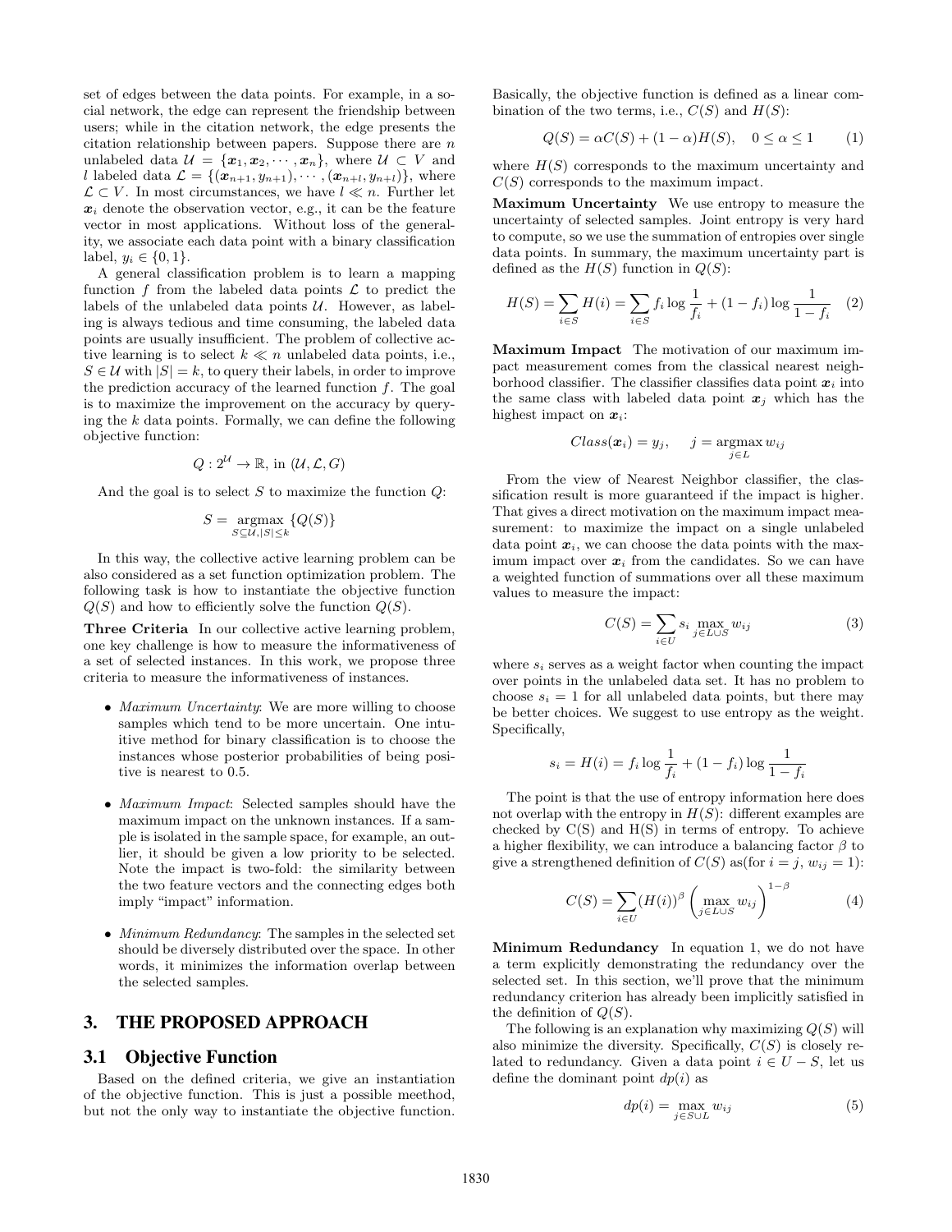set of edges between the data points. For example, in a social network, the edge can represent the friendship between users; while in the citation network, the edge presents the citation relationship between papers. Suppose there are $n$ unlabeled data $\mathcal{U} = \{\boldsymbol{x}_1, \boldsymbol{x}_2, \cdots, \boldsymbol{x}_n\}$, where $\mathcal{U} \subset V$ and $l$ labeled data $\mathcal{L} = \{(\boldsymbol{x}_{n+1}, y_{n+1}), \cdots, (\boldsymbol{x}_{n+l}, y_{n+l})\}$, where $\mathcal{L} \subset V$. In most circumstances, we have $l \ll n$. Further let $\boldsymbol{x}_i$ denote the observation vector, e.g., it can be the feature vector in most applications. Without loss of the generality, we associate each data point with a binary classification label, $y_i \in \{0, 1\}$.

A general classification problem is to learn a mapping function $f$ from the labeled data points $\mathcal{L}$ to predict the labels of the unlabeled data points $\mathcal{U}$. However, as labeling is always tedious and time consuming, the labeled data points are usually insufficient. The problem of collective active learning is to select $k \ll n$ unlabeled data points, i.e., $S \in \mathcal{U}$ with $|S| = k$, to query their labels, in order to improve the prediction accuracy of the learned function $f$. The goal is to maximize the improvement on the accuracy by querying the $k$ data points. Formally, we can define the following objective function:

$$Q : 2^{\mathcal{U}} \to \mathbb{R}, \text{ in } (\mathcal{U}, \mathcal{L}, G)$$

And the goal is to select $S$ to maximize the function $Q$:

$$S = \underset{S \subseteq \mathcal{U}, |S| \leq k}{\operatorname{argmax}} \{Q(S)\}$$

In this way, the collective active learning problem can be also considered as a set function optimization problem. The following task is how to instantiate the objective function $Q(S)$ and how to efficiently solve the function $Q(S)$.

**Three Criteria** In our collective active learning problem, one key challenge is how to measure the informativeness of a set of selected instances. In this work, we propose three criteria to measure the informativeness of instances.

- *Maximum Uncertainty*: We are more willing to choose samples which tend to be more uncertain. One intuitive method for binary classification is to choose the instances whose posterior probabilities of being positive is nearest to 0.5.
- *Maximum Impact*: Selected samples should have the maximum impact on the unknown instances. If a sample is isolated in the sample space, for example, an outlier, it should be given a low priority to be selected. Note the impact is two-fold: the similarity between the two feature vectors and the connecting edges both imply "impact" information.
- *Minimum Redundancy*: The samples in the selected set should be diversely distributed over the space. In other words, it minimizes the information overlap between the selected samples.

## 3. THE PROPOSED APPROACH

### 3.1 Objective Function

Based on the defined criteria, we give an instantiation of the objective function. This is just a possible meethod, but not the only way to instantiate the objective function. Basically, the objective function is defined as a linear combination of the two terms, i.e., $C(S)$ and $H(S)$:

$$Q(S) = \alpha C(S) + (1 - \alpha) H(S), \quad 0 \leq \alpha \leq 1 \tag{1}$$

where $H(S)$ corresponds to the maximum uncertainty and $C(S)$ corresponds to the maximum impact.

**Maximum Uncertainty** We use entropy to measure the uncertainty of selected samples. Joint entropy is very hard to compute, so we use the summation of entropies over single data points. In summary, the maximum uncertainty part is defined as the $H(S)$ function in $Q(S)$:

$$H(S) = \sum_{i \in S} H(i) = \sum_{i \in S} f_i \log \frac{1}{f_i} + (1 - f_i) \log \frac{1}{1 - f_i} \tag{2}$$

**Maximum Impact** The motivation of our maximum impact measurement comes from the classical nearest neighborhood classifier. The classifier classifies data point $\boldsymbol{x}_i$ into the same class with labeled data point $\boldsymbol{x}_j$ which has the highest impact on $\boldsymbol{x}_i$:

$$Class(\boldsymbol{x}_i) = y_j, \quad j = \underset{j \in L}{\operatorname{argmax}}\, w_{ij}$$

From the view of Nearest Neighbor classifier, the classification result is more guaranteed if the impact is higher. That gives a direct motivation on the maximum impact measurement: to maximize the impact on a single unlabeled data point $\boldsymbol{x}_i$, we can choose the data points with the maximum impact over $\boldsymbol{x}_i$ from the candidates. So we can have a weighted function of summations over all these maximum values to measure the impact:

$$C(S) = \sum_{i \in U} s_i \max_{j \in L \cup S} w_{ij} \tag{3}$$

where $s_i$ serves as a weight factor when counting the impact over points in the unlabeled data set. It has no problem to choose $s_i = 1$ for all unlabeled data points, but there may be better choices. We suggest to use entropy as the weight. Specifically,

$$s_i = H(i) = f_i \log \frac{1}{f_i} + (1 - f_i) \log \frac{1}{1 - f_i}$$

The point is that the use of entropy information here does not overlap with the entropy in $H(S)$: different examples are checked by C(S) and H(S) in terms of entropy. To achieve a higher flexibility, we can introduce a balancing factor $\beta$ to give a strengthened definition of $C(S)$ as(for $i = j$, $w_{ij} = 1$):

$$C(S) = \sum_{i \in U} (H(i))^{\beta} \left( \max_{j \in L \cup S} w_{ij} \right)^{1 - \beta} \tag{4}$$

**Minimum Redundancy** In equation 1, we do not have a term explicitly demonstrating the redundancy over the selected set. In this section, we'll prove that the minimum redundancy criterion has already been implicitly satisfied in the definition of $Q(S)$.

The following is an explanation why maximizing $Q(S)$ will also minimize the diversity. Specifically, $C(S)$ is closely related to redundancy. Given a data point $i \in U - S$, let us define the dominant point $dp(i)$ as

$$dp(i) = \max_{j \in S \cup L} w_{ij} \tag{5}$$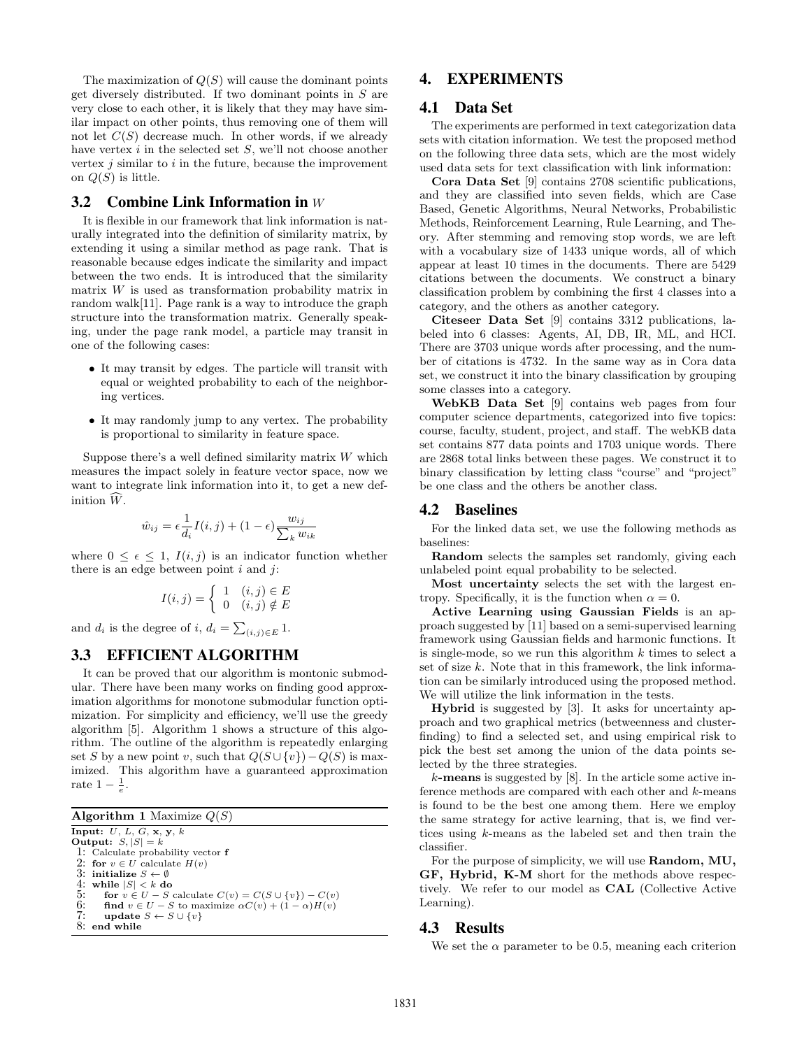The maximization of $Q(S)$ will cause the dominant points get diversely distributed. If two dominant points in $S$ are very close to each other, it is likely that they may have similar impact on other points, thus removing one of them will not let $C(S)$ decrease much. In other words, if we already have vertex $i$ in the selected set $S$, we'll not choose another vertex $j$ similar to $i$ in the future, because the improvement on $Q(S)$ is little.

## 3.2 Combine Link Information in $W$

It is flexible in our framework that link information is naturally integrated into the definition of similarity matrix, by extending it using a similar method as page rank. That is reasonable because edges indicate the similarity and impact between the two ends. It is introduced that the similarity matrix $W$ is used as transformation probability matrix in random walk[11]. Page rank is a way to introduce the graph structure into the transformation matrix. Generally speaking, under the page rank model, a particle may transit in one of the following cases:

- It may transit by edges. The particle will transit with equal or weighted probability to each of the neighboring vertices.
- It may randomly jump to any vertex. The probability is proportional to similarity in feature space.

Suppose there's a well defined similarity matrix $W$ which measures the impact solely in feature vector space, now we want to integrate link information into it, to get a new definition $\widehat{W}$.

$$\hat{w}_{ij} = \epsilon \frac{1}{d_i} I(i,j) + (1-\epsilon) \frac{w_{ij}}{\sum_k w_{ik}}$$

where $0 \leq \epsilon \leq 1$, $I(i,j)$ is an indicator function whether there is an edge between point $i$ and $j$:

$$I(i,j) = \begin{cases} 1 & (i,j) \in E \\ 0 & (i,j) \notin E \end{cases}$$

and $d_i$ is the degree of $i$, $d_i = \sum_{(i,j)\in E} 1$.

## 3.3 EFFICIENT ALGORITHM

It can be proved that our algorithm is montonic submodular. There have been many works on finding good approximation algorithms for monotone submodular function optimization. For simplicity and efficiency, we'll use the greedy algorithm [5]. Algorithm 1 shows a structure of this algorithm. The outline of the algorithm is repeatedly enlarging set $S$ by a new point $v$, such that $Q(S \cup \{v\}) - Q(S)$ is maximized. This algorithm have a guaranteed approximation rate $1 - \frac{1}{e}$.

**Algorithm 1** Maximize $Q(S)$

```
Input: U, L, G, x, y, k
Output: S, |S| = k
1: Calculate probability vector f
2: for v ∈ U calculate H(v)
3: initialize S ← ∅
4: while |S| < k do
5:    for v ∈ U − S calculate C(v) = C(S ∪ {v}) − C(v)
6:    find v ∈ U − S to maximize αC(v) + (1 − α)H(v)
7:    update S ← S ∪ {v}
8: end while
```

# 4. EXPERIMENTS

## 4.1 Data Set

The experiments are performed in text categorization data sets with citation information. We test the proposed method on the following three data sets, which are the most widely used data sets for text classification with link information:

**Cora Data Set** [9] contains 2708 scientific publications, and they are classified into seven fields, which are Case Based, Genetic Algorithms, Neural Networks, Probabilistic Methods, Reinforcement Learning, Rule Learning, and Theory. After stemming and removing stop words, we are left with a vocabulary size of 1433 unique words, all of which appear at least 10 times in the documents. There are 5429 citations between the documents. We construct a binary classification problem by combining the first 4 classes into a category, and the others as another category.

**Citeseer Data Set** [9] contains 3312 publications, labeled into 6 classes: Agents, AI, DB, IR, ML, and HCI. There are 3703 unique words after processing, and the number of citations is 4732. In the same way as in Cora data set, we construct it into the binary classification by grouping some classes into a category.

**WebKB Data Set** [9] contains web pages from four computer science departments, categorized into five topics: course, faculty, student, project, and staff. The webKB data set contains 877 data points and 1703 unique words. There are 2868 total links between these pages. We construct it to binary classification by letting class "course" and "project" be one class and the others be another class.

## 4.2 Baselines

For the linked data set, we use the following methods as baselines:

**Random** selects the samples set randomly, giving each unlabeled point equal probability to be selected.

**Most uncertainty** selects the set with the largest entropy. Specifically, it is the function when $\alpha = 0$.

**Active Learning using Gaussian Fields** is an approach suggested by [11] based on a semi-supervised learning framework using Gaussian fields and harmonic functions. It is single-mode, so we run this algorithm $k$ times to select a set of size $k$. Note that in this framework, the link information can be similarly introduced using the proposed method. We will utilize the link information in the tests.

**Hybrid** is suggested by [3]. It asks for uncertainty approach and two graphical metrics (betweenness and cluster-finding) to find a selected set, and using empirical risk to pick the best set among the union of the data points selected by the three strategies.

**$k$-means** is suggested by [8]. In the article some active inference methods are compared with each other and $k$-means is found to be the best one among them. Here we employ the same strategy for active learning, that is, we find vertices using $k$-means as the labeled set and then train the classifier.

For the purpose of simplicity, we will use **Random, MU, GF, Hybrid, K-M** short for the methods above respectively. We refer to our model as **CAL** (Collective Active Learning).

## 4.3 Results

We set the $\alpha$ parameter to be 0.5, meaning each criterion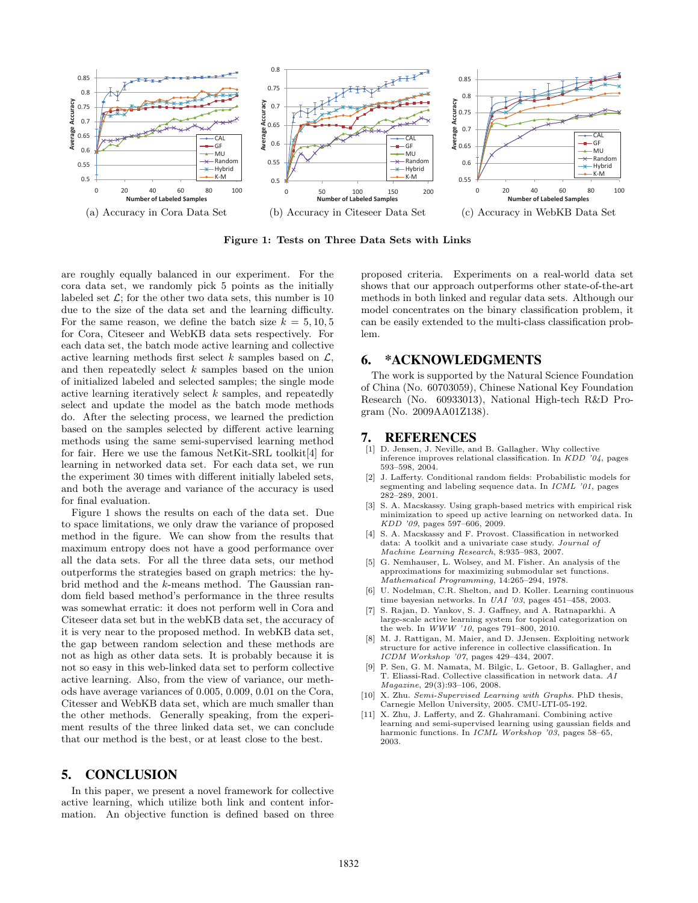Average Accuracy

0.85
0.8
0.75
0.7
0.65
0.6
0.55
0.5

0 20 40 60 80 100

Number of Labeled Samples

CAL
GF
MU
Random
Hybrid
K-M

(a) Accuracy in Cora Data Set

Average Accuracy

0.8
0.75
0.7
0.65
0.6
0.55
0.5

0 50 100 150 200

Number of Labeled Samples

CAL
GF
MU
Random
Hybrid
K-M

(b) Accuracy in Citeseer Data Set

Average Accuracy

0.85
0.8
0.75
0.7
0.65
0.6
0.55

0 20 40 60 80 100

Number of Labeled Samples

CAL
GF
MU
Random
Hybrid
K-M

(c) Accuracy in WebKB Data Set

**Figure 1: Tests on Three Data Sets with Links**

are roughly equally balanced in our experiment. For the cora data set, we randomly pick 5 points as the initially labeled set $\mathcal{L}$; for the other two data sets, this number is 10 due to the size of the data set and the learning difficulty. For the same reason, we define the batch size $k = 5, 10, 5$ for Cora, Citeseer and WebKB data sets respectively. For each data set, the batch mode active learning and collective active learning methods first select $k$ samples based on $\mathcal{L}$, and then repeatedly select $k$ samples based on the union of initialized labeled and selected samples; the single mode active learning iteratively select $k$ samples, and repeatedly select and update the model as the batch mode methods do. After the selecting process, we learned the prediction based on the samples selected by different active learning methods using the same semi-supervised learning method for fair. Here we use the famous NetKit-SRL toolkit[4] for learning in networked data set. For each data set, we run the experiment 30 times with different initially labeled sets, and both the average and variance of the accuracy is used for final evaluation.

Figure 1 shows the results on each of the data set. Due to space limitations, we only draw the variance of proposed method in the figure. We can show from the results that maximum entropy does not have a good performance over all the data sets. For all the three data sets, our method outperforms the strategies based on graph metrics: the hybrid method and the $k$-means method. The Gaussian random field based method's performance in the three results was somewhat erratic: it does not perform well in Cora and Citeseer data set but in the webKB data set, the accuracy of it is very near to the proposed method. In webKB data set, the gap between random selection and these methods are not as high as other data sets. It is probably because it is not so easy in this web-linked data set to perform collective active learning. Also, from the view of variance, our methods have average variances of 0.005, 0.009, 0.01 on the Cora, Citesser and WebKB data set, which are much smaller than the other methods. Generally speaking, from the experiment results of the three linked data set, we can conclude that our method is the best, or at least close to the best.

## 5. CONCLUSION

In this paper, we present a novel framework for collective active learning, which utilize both link and content information. An objective function is defined based on three proposed criteria. Experiments on a real-world data set shows that our approach outperforms other state-of-the-art methods in both linked and regular data sets. Although our model concentrates on the binary classification problem, it can be easily extended to the multi-class classification problem.

## 6. *ACKNOWLEDGMENTS

The work is supported by the Natural Science Foundation of China (No. 60703059), Chinese National Key Foundation Research (No. 60933013), National High-tech R&D Program (No. 2009AA01Z138).

## 7. REFERENCES

[1] D. Jensen, J. Neville, and B. Gallagher. Why collective inference improves relational classification. In *KDD '04*, pages 593–598, 2004.

[2] J. Lafferty. Conditional random fields: Probabilistic models for segmenting and labeling sequence data. In *ICML '01*, pages 282–289, 2001.

[3] S. A. Macskassy. Using graph-based metrics with empirical risk minimization to speed up active learning on networked data. In *KDD '09*, pages 597–606, 2009.

[4] S. A. Macskassy and F. Provost. Classification in networked data: A toolkit and a univariate case study. *Journal of Machine Learning Research*, 8:935–983, 2007.

[5] G. Nemhauser, L. Wolsey, and M. Fisher. An analysis of the approximations for maximizing submodular set functions. *Mathematical Programming*, 14:265–294, 1978.

[6] U. Nodelman, C.R. Shelton, and D. Koller. Learning continuous time bayesian networks. In *UAI '03*, pages 451–458, 2003.

[7] S. Rajan, D. Yankov, S. J. Gaffney, and A. Ratnaparkhi. A large-scale active learning system for topical categorization on the web. In *WWW '10*, pages 791–800, 2010.

[8] M. J. Rattigan, M. Maier, and D. JJensen. Exploiting network structure for active inference in collective classification. In *ICDM Workshop '07*, pages 429–434, 2007.

[9] P. Sen, G. M. Namata, M. Bilgic, L. Getoor, B. Gallagher, and T. Eliassi-Rad. Collective classification in network data. *AI Magazine*, 29(3):93–106, 2008.

[10] X. Zhu. *Semi-Supervised Learning with Graphs*. PhD thesis, Carnegie Mellon University, 2005. CMU-LTI-05-192.

[11] X. Zhu, J. Lafferty, and Z. Ghahramani. Combining active learning and semi-supervised learning using gaussian fields and harmonic functions. In *ICML Workshop '03*, pages 58–65, 2003.